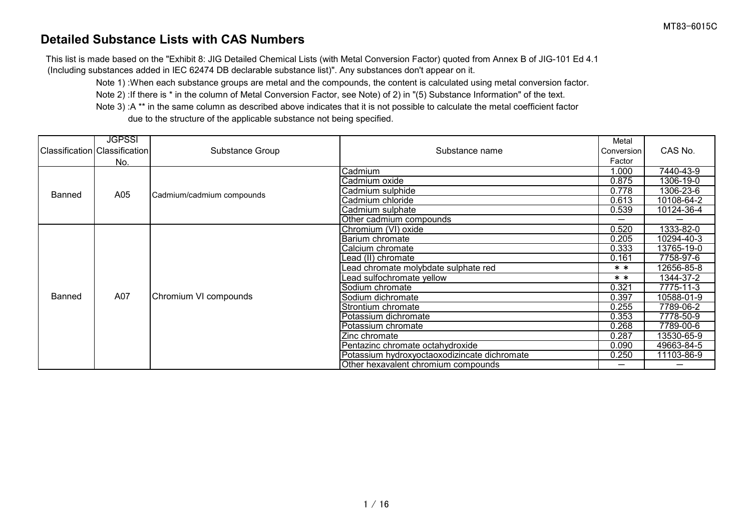## Detailed Substance Lists with CAS Numbers

This list is made based on the "Exhibit 8: JIG Detailed Chemical Lists (with Metal Conversion Factor) quoted from Annex B of JIG-101 Ed 4.1 (Including substances added in IEC 62474 DB declarable substance list)". Any substances don't appear on it.

Note 1) :When each substance groups are metal and the compounds, the content is calculated using metal conversion factor.

Note 2) :If there is * in the column of Metal Conversion Factor, see Note) of 2) in "(5) Substance Information" of the text.

Note 3) :A ** in the same column as described above indicates that it is not possible to calculate the metal coefficient factor due to the structure of the applicable substance not being specified.

| Classification | JGPSSI Classification No. | Substance Group | Substance name | Metal Conversion Factor | CAS No. |
|---|---|---|---|---|---|
| Banned | A05 | Cadmium/cadmium compounds | Cadmium | 1.000 | 7440-43-9 |
| | | | Cadmium oxide | 0.875 | 1306-19-0 |
| | | | Cadmium sulphide | 0.778 | 1306-23-6 |
| | | | Cadmium chloride | 0.613 | 10108-64-2 |
| | | | Cadmium sulphate | 0.539 | 10124-36-4 |
| | | | Other cadmium compounds | — | — |
| Banned | A07 | Chromium VI compounds | Chromium (VI) oxide | 0.520 | 1333-82-0 |
| | | | Barium chromate | 0.205 | 10294-40-3 |
| | | | Calcium chromate | 0.333 | 13765-19-0 |
| | | | Lead (II) chromate | 0.161 | 7758-97-6 |
| | | | Lead chromate molybdate sulphate red | ＊＊ | 12656-85-8 |
| | | | Lead sulfochromate yellow | ＊＊ | 1344-37-2 |
| | | | Sodium chromate | 0.321 | 7775-11-3 |
| | | | Sodium dichromate | 0.397 | 10588-01-9 |
| | | | Strontium chromate | 0.255 | 7789-06-2 |
| | | | Potassium dichromate | 0.353 | 7778-50-9 |
| | | | Potassium chromate | 0.268 | 7789-00-6 |
| | | | Zinc chromate | 0.287 | 13530-65-9 |
| | | | Pentazinc chromate octahydroxide | 0.090 | 49663-84-5 |
| | | | Potassium hydroxyoctaoxodizincate dichromate | 0.250 | 11103-86-9 |
| | | | Other hexavalent chromium compounds | — | — |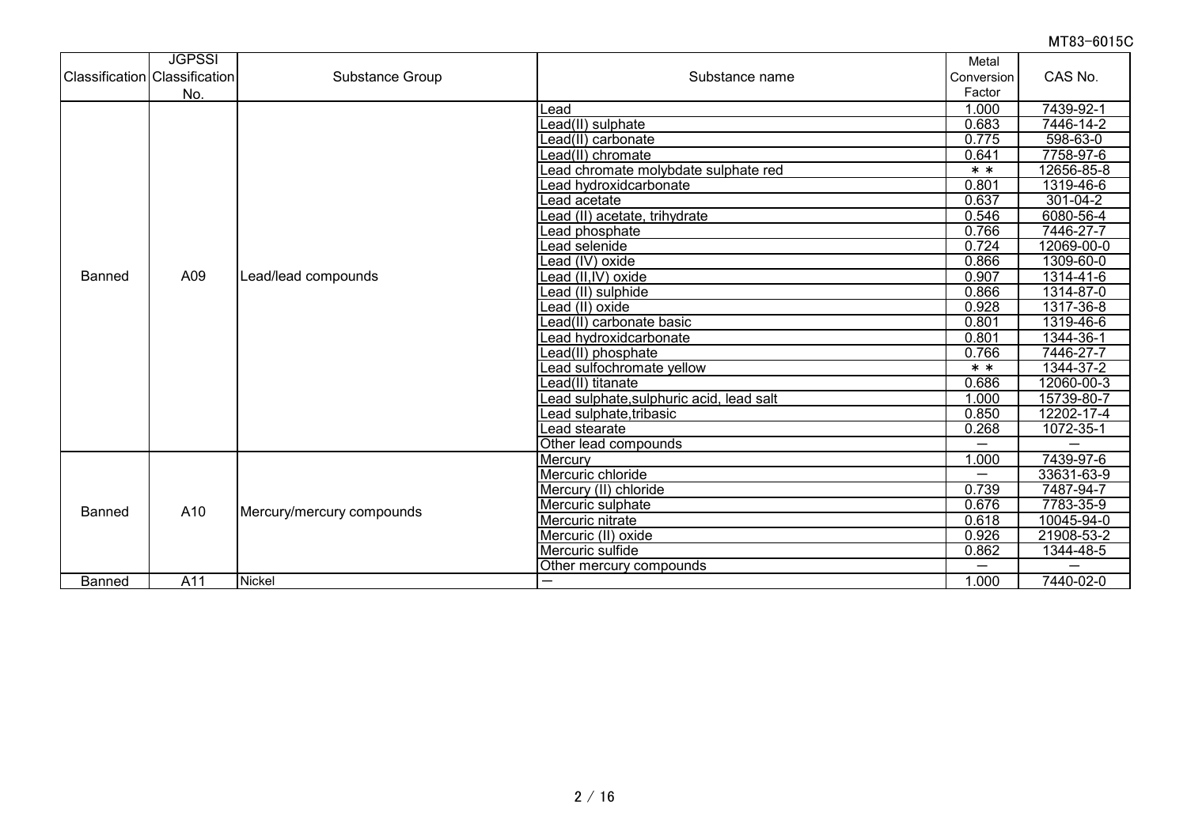| Classification | JGPSSI Classification No. | Substance Group | Substance name | Metal Conversion Factor | CAS No. |
|---|---|---|---|---|---|
| Banned | A09 | Lead/lead compounds | Lead | 1.000 | 7439-92-1 |
| | | | Lead(II) sulphate | 0.683 | 7446-14-2 |
| | | | Lead(II) carbonate | 0.775 | 598-63-0 |
| | | | Lead(II) chromate | 0.641 | 7758-97-6 |
| | | | Lead chromate molybdate sulphate red | ＊＊ | 12656-85-8 |
| | | | Lead hydroxidcarbonate | 0.801 | 1319-46-6 |
| | | | Lead acetate | 0.637 | 301-04-2 |
| | | | Lead (II) acetate, trihydrate | 0.546 | 6080-56-4 |
| | | | Lead phosphate | 0.766 | 7446-27-7 |
| | | | Lead selenide | 0.724 | 12069-00-0 |
| | | | Lead (IV) oxide | 0.866 | 1309-60-0 |
| | | | Lead (II,IV) oxide | 0.907 | 1314-41-6 |
| | | | Lead (II) sulphide | 0.866 | 1314-87-0 |
| | | | Lead (II) oxide | 0.928 | 1317-36-8 |
| | | | Lead(II) carbonate basic | 0.801 | 1319-46-6 |
| | | | Lead hydroxidcarbonate | 0.801 | 1344-36-1 |
| | | | Lead(II) phosphate | 0.766 | 7446-27-7 |
| | | | Lead sulfochromate yellow | ＊＊ | 1344-37-2 |
| | | | Lead(II) titanate | 0.686 | 12060-00-3 |
| | | | Lead sulphate,sulphuric acid, lead salt | 1.000 | 15739-80-7 |
| | | | Lead sulphate,tribasic | 0.850 | 12202-17-4 |
| | | | Lead stearate | 0.268 | 1072-35-1 |
| | | | Other lead compounds | — | — |
| Banned | A10 | Mercury/mercury compounds | Mercury | 1.000 | 7439-97-6 |
| | | | Mercuric chloride | — | 33631-63-9 |
| | | | Mercury (II) chloride | 0.739 | 7487-94-7 |
| | | | Mercuric sulphate | 0.676 | 7783-35-9 |
| | | | Mercuric nitrate | 0.618 | 10045-94-0 |
| | | | Mercuric (II) oxide | 0.926 | 21908-53-2 |
| | | | Mercuric sulfide | 0.862 | 1344-48-5 |
| | | | Other mercury compounds | — | — |
| Banned | A11 | Nickel | — | 1.000 | 7440-02-0 |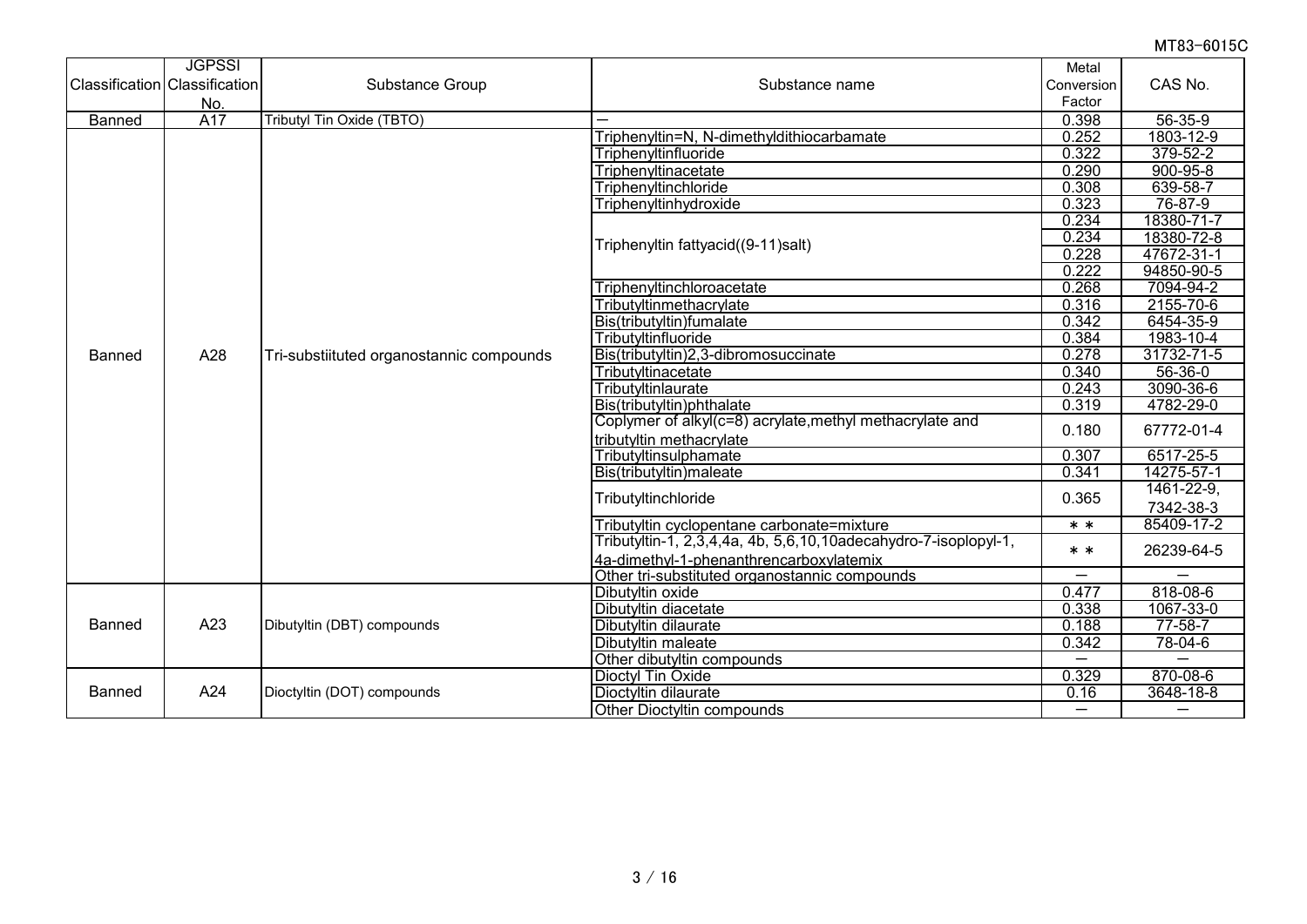| Classification | JGPSSI Classification No. | Substance Group | Substance name | Metal Conversion Factor | CAS No. |
|---|---|---|---|---|---|
| Banned | A17 | Tributyl Tin Oxide (TBTO) | — | 0.398 | 56-35-9 |
| Banned | A28 | Tri-substiituted organostannic compounds | Triphenyltin=N, N-dimethyldithiocarbamate | 0.252 | 1803-12-9 |
| | | | Triphenyltinfluoride | 0.322 | 379-52-2 |
| | | | Triphenyltinacetate | 0.290 | 900-95-8 |
| | | | Triphenyltinchloride | 0.308 | 639-58-7 |
| | | | Triphenyltinhydroxide | 0.323 | 76-87-9 |
| | | | Triphenyltin fattyacid((9-11)salt) | 0.234 | 18380-71-7 |
| | | | | 0.234 | 18380-72-8 |
| | | | | 0.228 | 47672-31-1 |
| | | | | 0.222 | 94850-90-5 |
| | | | Triphenyltinchloroacetate | 0.268 | 7094-94-2 |
| | | | Tributyltinmethacrylate | 0.316 | 2155-70-6 |
| | | | Bis(tributyltin)fumalate | 0.342 | 6454-35-9 |
| | | | Tributyltinfluoride | 0.384 | 1983-10-4 |
| | | | Bis(tributyltin)2,3-dibromosuccinate | 0.278 | 31732-71-5 |
| | | | Tributyltinacetate | 0.340 | 56-36-0 |
| | | | Tributyltinlaurate | 0.243 | 3090-36-6 |
| | | | Bis(tributyltin)phthalate | 0.319 | 4782-29-0 |
| | | | Coplymer of alkyl(c=8) acrylate,methyl methacrylate and tributyltin methacrylate | 0.180 | 67772-01-4 |
| | | | Tributyltinsulphamate | 0.307 | 6517-25-5 |
| | | | Bis(tributyltin)maleate | 0.341 | 14275-57-1 |
| | | | Tributyltinchloride | 0.365 | 1461-22-9, 7342-38-3 |
| | | | Tributyltin cyclopentane carbonate=mixture | ＊＊ | 85409-17-2 |
| | | | Tributyltin-1, 2,3,4,4a, 4b, 5,6,10,10adecahydro-7-isoplopyl-1, 4a-dimethyl-1-phenanthrencarboxylatemix | ＊＊ | 26239-64-5 |
| | | | Other tri-substituted organostannic compounds | — | — |
| Banned | A23 | Dibutyltin (DBT) compounds | Dibutyltin oxide | 0.477 | 818-08-6 |
| | | | Dibutyltin diacetate | 0.338 | 1067-33-0 |
| | | | Dibutyltin dilaurate | 0.188 | 77-58-7 |
| | | | Dibutyltin maleate | 0.342 | 78-04-6 |
| | | | Other dibutyltin compounds | — | — |
| Banned | A24 | Dioctyltin (DOT) compounds | Dioctyl Tin Oxide | 0.329 | 870-08-6 |
| | | | Dioctyltin dilaurate | 0.16 | 3648-18-8 |
| | | | Other Dioctyltin compounds | — | — |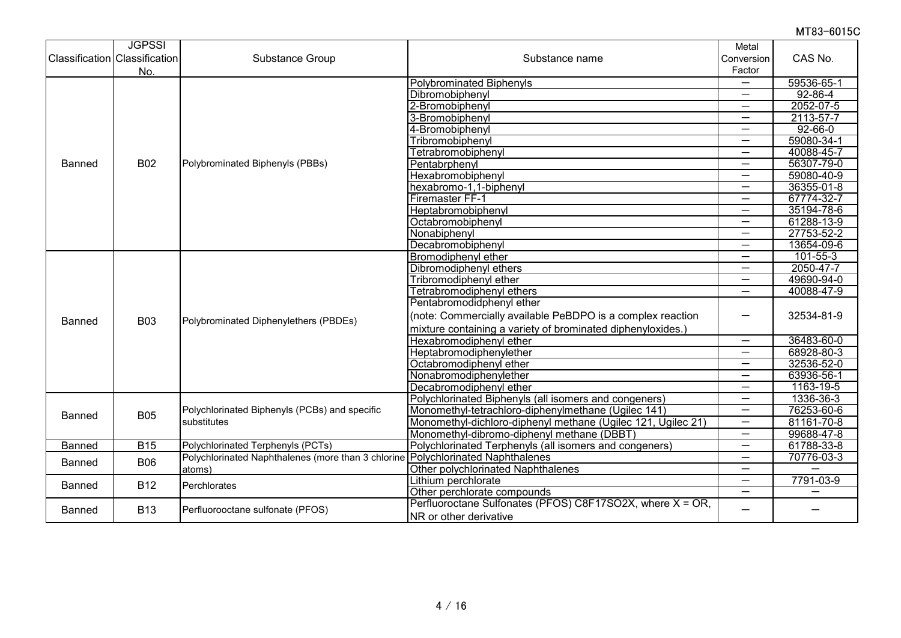| Classification | JGPSSI Classification No. | Substance Group | Substance name | Metal Conversion Factor | CAS No. |
|---|---|---|---|---|---|
| Banned | B02 | Polybrominated Biphenyls (PBBs) | Polybrominated Biphenyls | — | 59536-65-1 |
| | | | Dibromobiphenyl | — | 92-86-4 |
| | | | 2-Bromobiphenyl | — | 2052-07-5 |
| | | | 3-Bromobiphenyl | — | 2113-57-7 |
| | | | 4-Bromobiphenyl | — | 92-66-0 |
| | | | Tribromobiphenyl | — | 59080-34-1 |
| | | | Tetrabromobiphenyl | — | 40088-45-7 |
| | | | Pentabrphenyl | — | 56307-79-0 |
| | | | Hexabromobiphenyl | — | 59080-40-9 |
| | | | hexabromo-1,1-biphenyl | — | 36355-01-8 |
| | | | Firemaster FF-1 | — | 67774-32-7 |
| | | | Heptabromobiphenyl | — | 35194-78-6 |
| | | | Octabromobiphenyl | — | 61288-13-9 |
| | | | Nonabiphenyl | — | 27753-52-2 |
| | | | Decabromobiphenyl | — | 13654-09-6 |
| Banned | B03 | Polybrominated Diphenylethers (PBDEs) | Bromodiphenyl ether | — | 101-55-3 |
| | | | Dibromodiphenyl ethers | — | 2050-47-7 |
| | | | Tribromodiphenyl ether | — | 49690-94-0 |
| | | | Tetrabromodiphenyl ethers | — | 40088-47-9 |
| | | | Pentabromodidphenyl ether (note: Commercially available PeBDPO is a complex reaction mixture containing a variety of brominated diphenyloxides.) | — | 32534-81-9 |
| | | | Hexabromodiphenyl ether | — | 36483-60-0 |
| | | | Heptabromodiphenylether | — | 68928-80-3 |
| | | | Octabromodiphenyl ether | — | 32536-52-0 |
| | | | Nonabromodiphenylether | — | 63936-56-1 |
| | | | Decabromodiphenyl ether | — | 1163-19-5 |
| Banned | B05 | Polychlorinated Biphenyls (PCBs) and specific substitutes | Polychlorinated Biphenyls (all isomers and congeners) | — | 1336-36-3 |
| | | | Monomethyl-tetrachloro-diphenylmethane (Ugilec 141) | — | 76253-60-6 |
| | | | Monomethyl-dichloro-diphenyl methane (Ugilec 121, Ugilec 21) | — | 81161-70-8 |
| | | | Monomethyl-dibromo-diphenyl methane (DBBT) | — | 99688-47-8 |
| Banned | B15 | Polychlorinated Terphenyls (PCTs) | Polychlorinated Terphenyls (all isomers and congeners) | — | 61788-33-8 |
| Banned | B06 | Polychlorinated Naphthalenes (more than 3 chlorine atoms) | Polychlorinated Naphthalenes | — | 70776-03-3 |
| | | | Other polychlorinated Naphthalenes | — | — |
| Banned | B12 | Perchlorates | Lithium perchlorate | — | 7791-03-9 |
| | | | Other perchlorate compounds | — | — |
| Banned | B13 | Perfluorooctane sulfonate (PFOS) | Perfluoroctane Sulfonates (PFOS) $C_8F_{17}SO_2X$, where X = OR, NR or other derivative | — | — |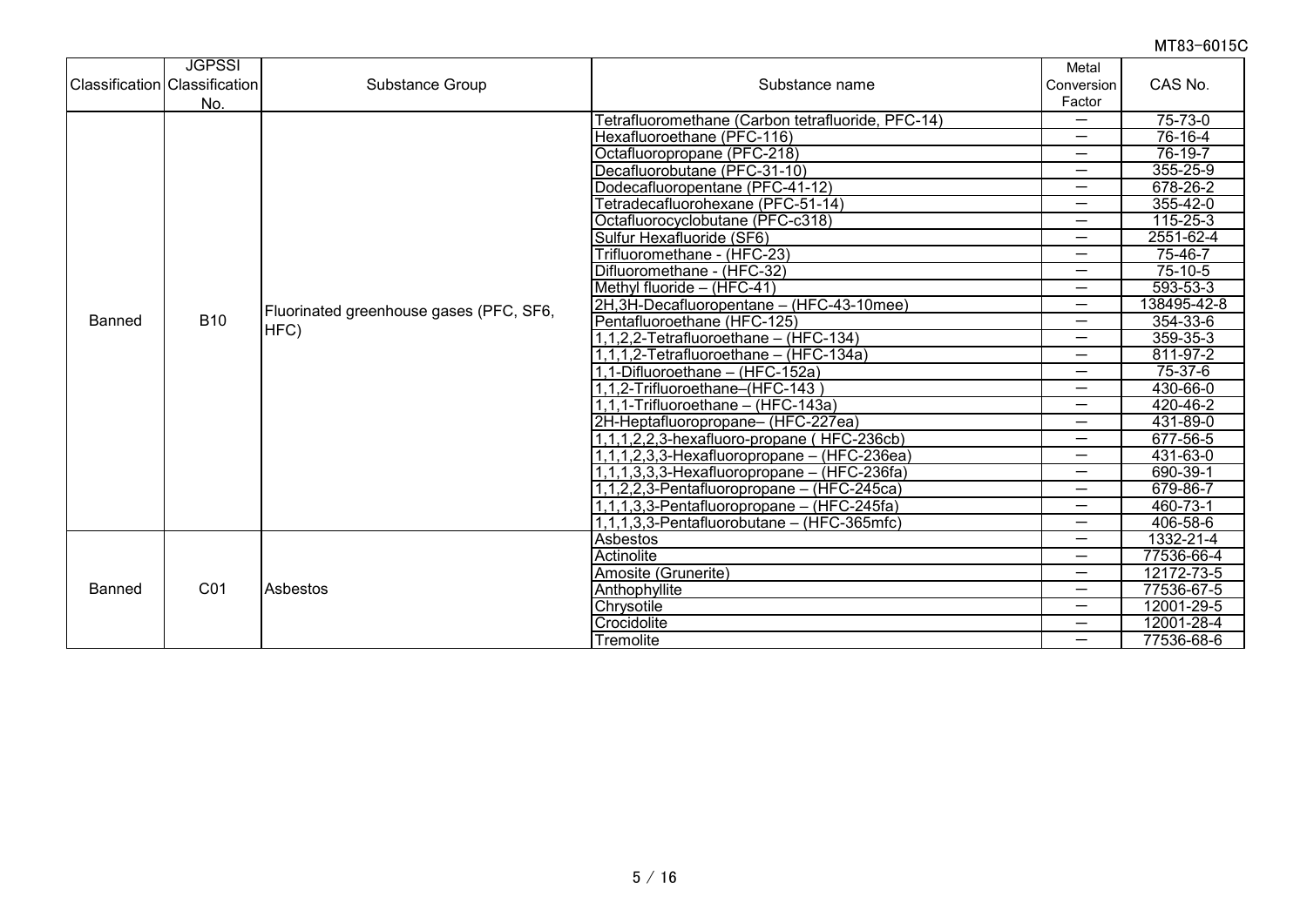| Classification | JGPSSI Classification No. | Substance Group | Substance name | Metal Conversion Factor | CAS No. |
|---|---|---|---|---|---|
| Banned | B10 | Fluorinated greenhouse gases (PFC, SF6, HFC) | Tetrafluoromethane (Carbon tetrafluoride, PFC-14) | — | 75-73-0 |
| | | | Hexafluoroethane (PFC-116) | — | 76-16-4 |
| | | | Octafluoropropane (PFC-218) | — | 76-19-7 |
| | | | Decafluorobutane (PFC-31-10) | — | 355-25-9 |
| | | | Dodecafluoropentane (PFC-41-12) | — | 678-26-2 |
| | | | Tetradecafluorohexane (PFC-51-14) | — | 355-42-0 |
| | | | Octafluorocyclobutane (PFC-c318) | — | 115-25-3 |
| | | | Sulfur Hexafluoride (SF6) | — | 2551-62-4 |
| | | | Trifluoromethane - (HFC-23) | — | 75-46-7 |
| | | | Difluoromethane - (HFC-32) | — | 75-10-5 |
| | | | Methyl fluoride – (HFC-41) | — | 593-53-3 |
| | | | 2H,3H-Decafluoropentane – (HFC-43-10mee) | — | 138495-42-8 |
| | | | Pentafluoroethane (HFC-125) | — | 354-33-6 |
| | | | 1,1,2,2-Tetrafluoroethane – (HFC-134) | — | 359-35-3 |
| | | | 1,1,1,2-Tetrafluoroethane – (HFC-134a) | — | 811-97-2 |
| | | | 1,1-Difluoroethane – (HFC-152a) | — | 75-37-6 |
| | | | 1,1,2-Trifluoroethane–(HFC-143 ) | — | 430-66-0 |
| | | | 1,1,1-Trifluoroethane – (HFC-143a) | — | 420-46-2 |
| | | | 2H-Heptafluoropropane– (HFC-227ea) | — | 431-89-0 |
| | | | 1,1,1,2,2,3-hexafluoro-propane ( HFC-236cb) | — | 677-56-5 |
| | | | 1,1,1,2,3,3-Hexafluoropropane – (HFC-236ea) | — | 431-63-0 |
| | | | 1,1,1,3,3,3-Hexafluoropropane – (HFC-236fa) | — | 690-39-1 |
| | | | 1,1,2,2,3-Pentafluoropropane – (HFC-245ca) | — | 679-86-7 |
| | | | 1,1,1,3,3-Pentafluoropropane – (HFC-245fa) | — | 460-73-1 |
| | | | 1,1,1,3,3-Pentafluorobutane – (HFC-365mfc) | — | 406-58-6 |
| Banned | C01 | Asbestos | Asbestos | — | 1332-21-4 |
| | | | Actinolite | — | 77536-66-4 |
| | | | Amosite (Grunerite) | — | 12172-73-5 |
| | | | Anthophyllite | — | 77536-67-5 |
| | | | Chrysotile | — | 12001-29-5 |
| | | | Crocidolite | — | 12001-28-4 |
| | | | Tremolite | — | 77536-68-6 |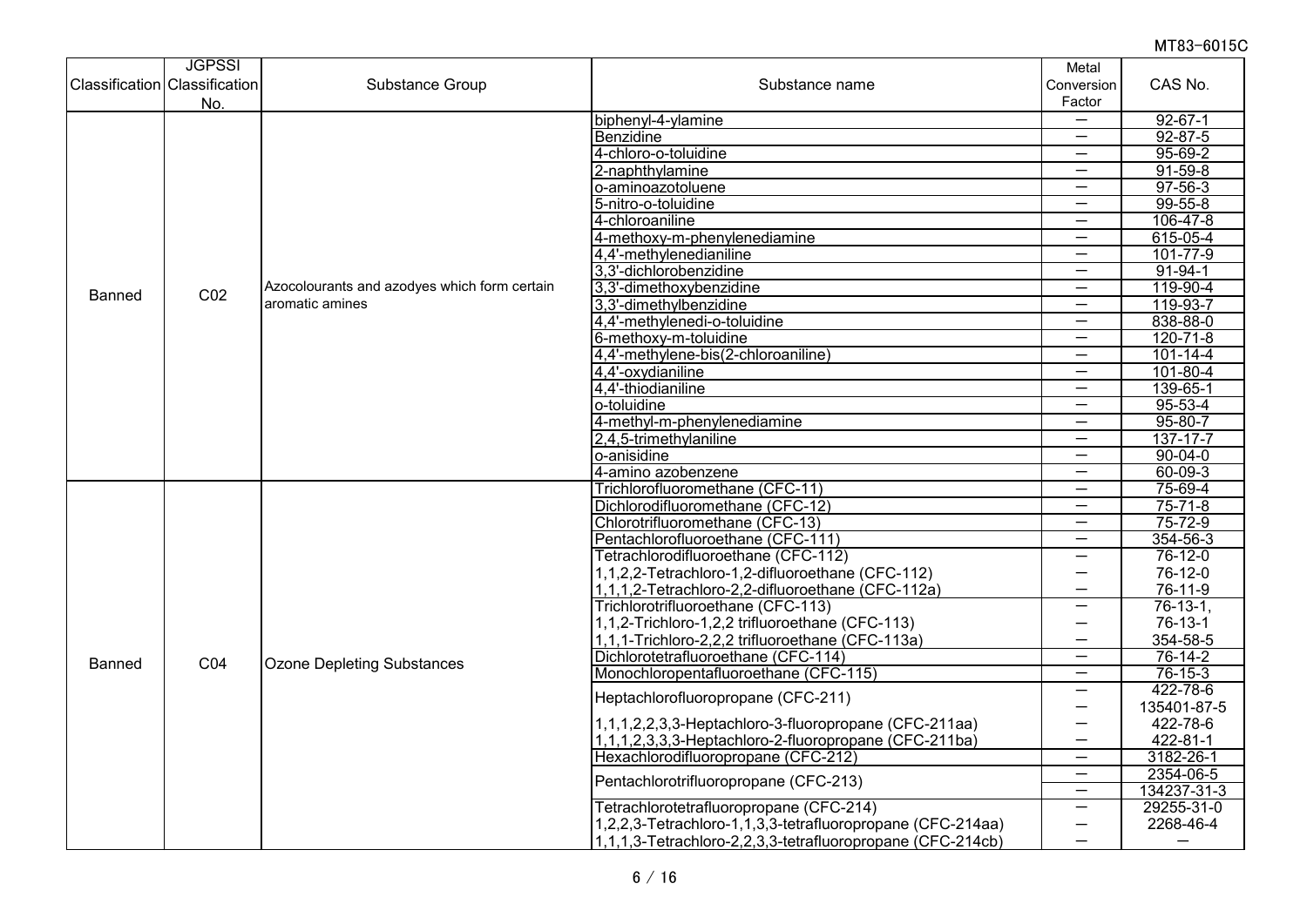| Classification | JGPSSI Classification No. | Substance Group | Substance name | Metal Conversion Factor | CAS No. |
|---|---|---|---|---|---|
| Banned | C02 | Azocolourants and azodyes which form certain aromatic amines | biphenyl-4-ylamine | — | 92-67-1 |
| | | | Benzidine | — | 92-87-5 |
| | | | 4-chloro-o-toluidine | — | 95-69-2 |
| | | | 2-naphthylamine | — | 91-59-8 |
| | | | o-aminoazotoluene | — | 97-56-3 |
| | | | 5-nitro-o-toluidine | — | 99-55-8 |
| | | | 4-chloroaniline | — | 106-47-8 |
| | | | 4-methoxy-m-phenylenediamine | — | 615-05-4 |
| | | | 4,4'-methylenedianiline | — | 101-77-9 |
| | | | 3,3'-dichlorobenzidine | — | 91-94-1 |
| | | | 3,3'-dimethoxybenzidine | — | 119-90-4 |
| | | | 3,3'-dimethylbenzidine | — | 119-93-7 |
| | | | 4,4'-methylenedi-o-toluidine | — | 838-88-0 |
| | | | 6-methoxy-m-toluidine | — | 120-71-8 |
| | | | 4,4'-methylene-bis(2-chloroaniline) | — | 101-14-4 |
| | | | 4,4'-oxydianiline | — | 101-80-4 |
| | | | 4,4'-thiodianiline | — | 139-65-1 |
| | | | o-toluidine | — | 95-53-4 |
| | | | 4-methyl-m-phenylenediamine | — | 95-80-7 |
| | | | 2,4,5-trimethylaniline | — | 137-17-7 |
| | | | o-anisidine | — | 90-04-0 |
| | | | 4-amino azobenzene | — | 60-09-3 |
| Banned | C04 | Ozone Depleting Substances | Trichlorofluoromethane (CFC-11) | — | 75-69-4 |
| | | | Dichlorodifluoromethane (CFC-12) | — | 75-71-8 |
| | | | Chlorotrifluoromethane (CFC-13) | — | 75-72-9 |
| | | | Pentachlorofluoroethane (CFC-111) | — | 354-56-3 |
| | | | Tetrachlorodifluoroethane (CFC-112) | — | 76-12-0 |
| | | | 1,1,2,2-Tetrachloro-1,2-difluoroethane (CFC-112) | — | 76-12-0 |
| | | | 1,1,1,2-Tetrachloro-2,2-difluoroethane (CFC-112a) | — | 76-11-9 |
| | | | Trichlorotrifluoroethane (CFC-113) | — | 76-13-1, |
| | | | 1,1,2-Trichloro-1,2,2 trifluoroethane (CFC-113) | — | 76-13-1 |
| | | | 1,1,1-Trichloro-2,2,2 trifluoroethane (CFC-113a) | — | 354-58-5 |
| | | | Dichlorotetrafluoroethane (CFC-114) | — | 76-14-2 |
| | | | Monochloropentafluoroethane (CFC-115) | — | 76-15-3 |
| | | | Heptachlorofluoropropane (CFC-211) | — | 422-78-6 |
| | | | | — | 135401-87-5 |
| | | | 1,1,1,2,2,3,3-Heptachloro-3-fluoropropane (CFC-211aa) | — | 422-78-6 |
| | | | 1,1,1,2,3,3,3-Heptachloro-2-fluoropropane (CFC-211ba) | — | 422-81-1 |
| | | | Hexachlorodifluoropropane (CFC-212) | — | 3182-26-1 |
| | | | Pentachlorotrifluoropropane (CFC-213) | — | 2354-06-5 |
| | | | | — | 134237-31-3 |
| | | | Tetrachlorotetrafluoropropane (CFC-214) | — | 29255-31-0 |
| | | | 1,2,2,3-Tetrachloro-1,1,3,3-tetrafluoropropane (CFC-214aa) | — | 2268-46-4 |
| | | | 1,1,1,3-Tetrachloro-2,2,3,3-tetrafluoropropane (CFC-214cb) | — | — |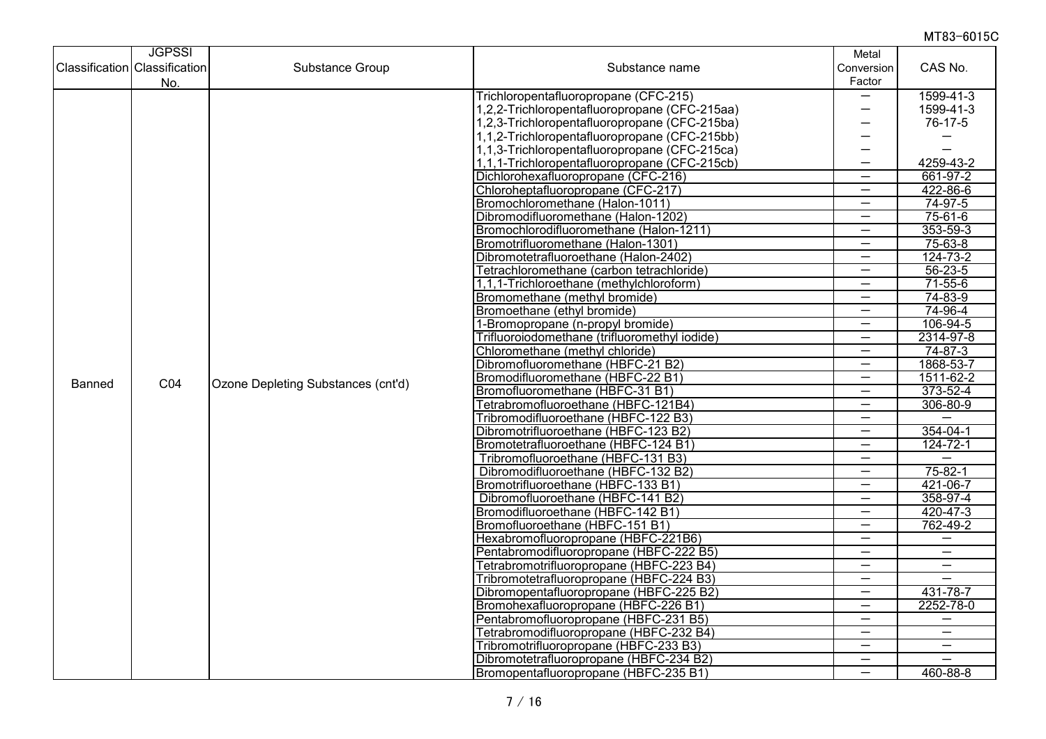MT83-6015C

| Classification | JGPSSI Classification No. | Substance Group | Substance name | Metal Conversion Factor | CAS No. |
|---|---|---|---|---|---|
| Banned | C04 | Ozone Depleting Substances (cnt'd) | Trichloropentafluoropropane (CFC-215) | － | 1599-41-3 |
| | | | 1,2,2-Trichloropentafluoropropane (CFC-215aa) | － | 1599-41-3 |
| | | | 1,2,3-Trichloropentafluoropropane (CFC-215ba) | － | 76-17-5 |
| | | | 1,1,2-Trichloropentafluoropropane (CFC-215bb) | － | － |
| | | | 1,1,3-Trichloropentafluoropropane (CFC-215ca) | － | － |
| | | | 1,1,1-Trichloropentafluoropropane (CFC-215cb) | － | 4259-43-2 |
| | | | Dichlorohexafluoropropane (CFC-216) | － | 661-97-2 |
| | | | Chloroheptafluoropropane (CFC-217) | － | 422-86-6 |
| | | | Bromochloromethane (Halon-1011) | － | 74-97-5 |
| | | | Dibromodifluoromethane (Halon-1202) | － | 75-61-6 |
| | | | Bromochlorodifluoromethane (Halon-1211) | － | 353-59-3 |
| | | | Bromotrifluoromethane (Halon-1301) | － | 75-63-8 |
| | | | Dibromotetrafluoroethane (Halon-2402) | － | 124-73-2 |
| | | | Tetrachloromethane (carbon tetrachloride) | － | 56-23-5 |
| | | | 1,1,1-Trichloroethane (methylchloroform) | － | 71-55-6 |
| | | | Bromomethane (methyl bromide) | － | 74-83-9 |
| | | | Bromoethane (ethyl bromide) | － | 74-96-4 |
| | | | 1-Bromopropane (n-propyl bromide) | － | 106-94-5 |
| | | | Trifluoroiodomethane (trifluoromethyl iodide) | － | 2314-97-8 |
| | | | Chloromethane (methyl chloride) | － | 74-87-3 |
| | | | Dibromofluoromethane (HBFC-21 B2) | － | 1868-53-7 |
| | | | Bromodifluoromethane (HBFC-22 B1) | － | 1511-62-2 |
| | | | Bromofluoromethane (HBFC-31 B1) | － | 373-52-4 |
| | | | Tetrabromofluoroethane (HBFC-121B4) | － | 306-80-9 |
| | | | Tribromodifluoroethane (HBFC-122 B3) | － | － |
| | | | Dibromotrifluoroethane (HBFC-123 B2) | － | 354-04-1 |
| | | | Bromotetrafluoroethane (HBFC-124 B1) | － | 124-72-1 |
| | | | Tribromofluoroethane (HBFC-131 B3) | － | － |
| | | | Dibromodifluoroethane (HBFC-132 B2) | － | 75-82-1 |
| | | | Bromotrifluoroethane (HBFC-133 B1) | － | 421-06-7 |
| | | | Dibromofluoroethane (HBFC-141 B2) | － | 358-97-4 |
| | | | Bromodifluoroethane (HBFC-142 B1) | － | 420-47-3 |
| | | | Bromofluoroethane (HBFC-151 B1) | － | 762-49-2 |
| | | | Hexabromofluoropropane (HBFC-221B6) | － | － |
| | | | Pentabromodifluoropropane (HBFC-222 B5) | － | － |
| | | | Tetrabromotrifluoropropane (HBFC-223 B4) | － | － |
| | | | Tribromotetrafluoropropane (HBFC-224 B3) | － | － |
| | | | Dibromopentafluoropropane (HBFC-225 B2) | － | 431-78-7 |
| | | | Bromohexafluoropropane (HBFC-226 B1) | － | 2252-78-0 |
| | | | Pentabromofluoropropane (HBFC-231 B5) | － | － |
| | | | Tetrabromodifluoropropane (HBFC-232 B4) | － | － |
| | | | Tribromotrifluoropropane (HBFC-233 B3) | － | － |
| | | | Dibromotetrafluoropropane (HBFC-234 B2) | － | － |
| | | | Bromopentafluoropropane (HBFC-235 B1) | － | 460-88-8 |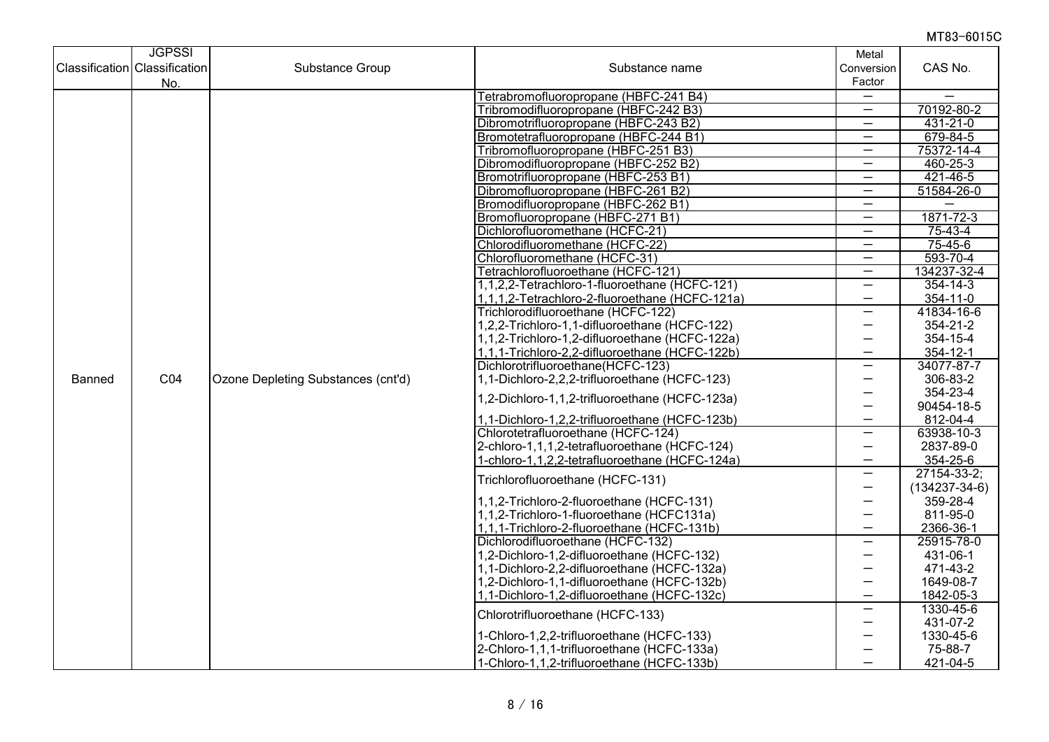MT83-6015C

| Classification | JGPSSI Classification No. | Substance Group | Substance name | Metal Conversion Factor | CAS No. |
|---|---|---|---|---|---|
| Banned | C04 | Ozone Depleting Substances (cnt'd) | Tetrabromofluoropropane (HBFC-241 B4) | — | — |
| | | | Tribromodifluoropropane (HBFC-242 B3) | — | 70192-80-2 |
| | | | Dibromotrifluoropropane (HBFC-243 B2) | — | 431-21-0 |
| | | | Bromotetrafluoropropane (HBFC-244 B1) | — | 679-84-5 |
| | | | Tribromofluoropropane (HBFC-251 B3) | — | 75372-14-4 |
| | | | Dibromodifluoropropane (HBFC-252 B2) | — | 460-25-3 |
| | | | Bromotrifluoropropane (HBFC-253 B1) | — | 421-46-5 |
| | | | Dibromofluoropropane (HBFC-261 B2) | — | 51584-26-0 |
| | | | Bromodifluoropropane (HBFC-262 B1) | — | — |
| | | | Bromofluoropropane (HBFC-271 B1) | — | 1871-72-3 |
| | | | Dichlorofluoromethane (HCFC-21) | — | 75-43-4 |
| | | | Chlorodifluoromethane (HCFC-22) | — | 75-45-6 |
| | | | Chlorofluoromethane (HCFC-31) | — | 593-70-4 |
| | | | Tetrachlorofluoroethane (HCFC-121) | — | 134237-32-4 |
| | | | 1,1,2,2-Tetrachloro-1-fluoroethane (HCFC-121) | — | 354-14-3 |
| | | | 1,1,1,2-Tetrachloro-2-fluoroethane (HCFC-121a) | — | 354-11-0 |
| | | | Trichlorodifluoroethane (HCFC-122) | — | 41834-16-6 |
| | | | 1,2,2-Trichloro-1,1-difluoroethane (HCFC-122) | — | 354-21-2 |
| | | | 1,1,2-Trichloro-1,2-difluoroethane (HCFC-122a) | — | 354-15-4 |
| | | | 1,1,1-Trichloro-2,2-difluoroethane (HCFC-122b) | — | 354-12-1 |
| | | | Dichlorotrifluoroethane(HCFC-123) | — | 34077-87-7 |
| | | | 1,1-Dichloro-2,2,2-trifluoroethane (HCFC-123) | — | 306-83-2 |
| | | | 1,2-Dichloro-1,1,2-trifluoroethane (HCFC-123a) | — | 354-23-4 |
| | | | | — | 90454-18-5 |
| | | | 1,1-Dichloro-1,2,2-trifluoroethane (HCFC-123b) | — | 812-04-4 |
| | | | Chlorotetrafluoroethane (HCFC-124) | — | 63938-10-3 |
| | | | 2-chloro-1,1,1,2-tetrafluoroethane (HCFC-124) | — | 2837-89-0 |
| | | | 1-chloro-1,1,2,2-tetrafluoroethane (HCFC-124a) | — | 354-25-6 |
| | | | Trichlorofluoroethane (HCFC-131) | — | 27154-33-2; |
| | | | | — | (134237-34-6) |
| | | | 1,1,2-Trichloro-2-fluoroethane (HCFC-131) | — | 359-28-4 |
| | | | 1,1,2-Trichloro-1-fluoroethane (HCFC131a) | — | 811-95-0 |
| | | | 1,1,1-Trichloro-2-fluoroethane (HCFC-131b) | — | 2366-36-1 |
| | | | Dichlorodifluoroethane (HCFC-132) | — | 25915-78-0 |
| | | | 1,2-Dichloro-1,2-difluoroethane (HCFC-132) | — | 431-06-1 |
| | | | 1,1-Dichloro-2,2-difluoroethane (HCFC-132a) | — | 471-43-2 |
| | | | 1,2-Dichloro-1,1-difluoroethane (HCFC-132b) | — | 1649-08-7 |
| | | | 1,1-Dichloro-1,2-difluoroethane (HCFC-132c) | — | 1842-05-3 |
| | | | Chlorotrifluoroethane (HCFC-133) | — | 1330-45-6 |
| | | | | — | 431-07-2 |
| | | | 1-Chloro-1,2,2-trifluoroethane (HCFC-133) | — | 1330-45-6 |
| | | | 2-Chloro-1,1,1-trifluoroethane (HCFC-133a) | — | 75-88-7 |
| | | | 1-Chloro-1,1,2-trifluoroethane (HCFC-133b) | — | 421-04-5 |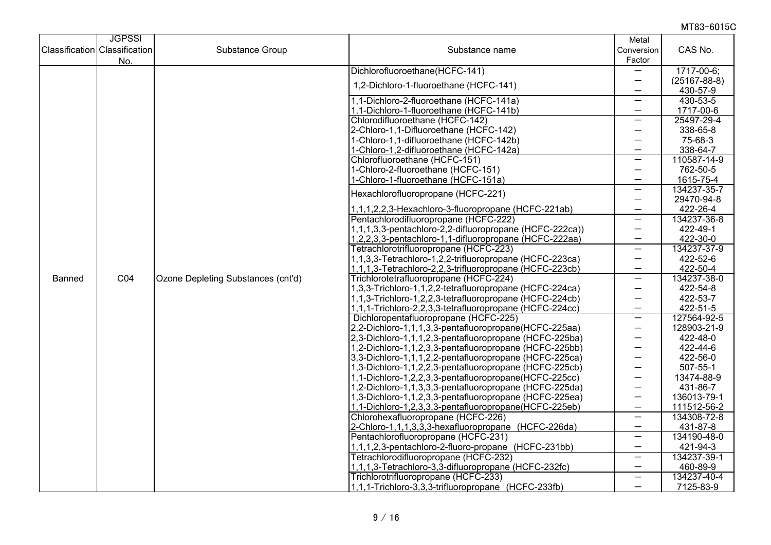| Classification | JGPSSI Classification No. | Substance Group | Substance name | Metal Conversion Factor | CAS No. |
|---|---|---|---|---|---|
| Banned | C04 | Ozone Depleting Substances (cnt'd) | Dichlorofluoroethane(HCFC-141) | — | 1717-00-6; |
| | | | 1,2-Dichloro-1-fluoroethane (HCFC-141) | — | (25167-88-8) |
| | | | | — | 430-57-9 |
| | | | 1,1-Dichloro-2-fluoroethane (HCFC-141a) | — | 430-53-5 |
| | | | 1,1-Dichloro-1-fluoroethane (HCFC-141b) | — | 1717-00-6 |
| | | | Chlorodifluoroethane (HCFC-142) | — | 25497-29-4 |
| | | | 2-Chloro-1,1-Difluoroethane (HCFC-142) | — | 338-65-8 |
| | | | 1-Chloro-1,1-difluoroethane (HCFC-142b) | — | 75-68-3 |
| | | | 1-Chloro-1,2-difluoroethane (HCFC-142a) | — | 338-64-7 |
| | | | Chlorofluoroethane (HCFC-151) | — | 110587-14-9 |
| | | | 1-Chloro-2-fluoroethane (HCFC-151) | — | 762-50-5 |
| | | | 1-Chloro-1-fluoroethane (HCFC-151a) | — | 1615-75-4 |
| | | | Hexachlorofluoropropane (HCFC-221) | — | 134237-35-7 |
| | | | | — | 29470-94-8 |
| | | | 1,1,1,2,2,3-Hexachloro-3-fluoropropane (HCFC-221ab) | — | 422-26-4 |
| | | | Pentachlorodifluoropropane (HCFC-222) | — | 134237-36-8 |
| | | | 1,1,1,3,3-pentachloro-2,2-difluoropropane (HCFC-222ca)) | — | 422-49-1 |
| | | | 1,2,2,3,3-pentachloro-1,1-difluoropropane (HCFC-222aa) | — | 422-30-0 |
| | | | Tetrachlorotrifluoropropane (HCFC-223) | — | 134237-37-9 |
| | | | 1,1,3,3-Tetrachloro-1,2,2-trifluoropropane (HCFC-223ca) | — | 422-52-6 |
| | | | 1,1,1,3-Tetrachloro-2,2,3-trifluoropropane (HCFC-223cb) | — | 422-50-4 |
| | | | Trichlorotetrafluoropropane (HCFC-224) | — | 134237-38-0 |
| | | | 1,3,3-Trichloro-1,1,2,2-tetrafluoropropane (HCFC-224ca) | — | 422-54-8 |
| | | | 1,1,3-Trichloro-1,2,2,3-tetrafluoropropane (HCFC-224cb) | — | 422-53-7 |
| | | | 1,1,1-Trichloro-2,2,3,3-tetrafluoropropane (HCFC-224cc) | — | 422-51-5 |
| | | | Dichloropentafluoropropane (HCFC-225) | — | 127564-92-5 |
| | | | 2,2-Dichloro-1,1,1,3,3-pentafluoropropane(HCFC-225aa) | — | 128903-21-9 |
| | | | 2,3-Dichloro-1,1,1,2,3-pentafluoropropane (HCFC-225ba) | — | 422-48-0 |
| | | | 1,2-Dichloro-1,1,2,3,3-pentafluoropropane (HCFC-225bb) | — | 422-44-6 |
| | | | 3,3-Dichloro-1,1,1,2,2-pentafluoropropane (HCFC-225ca) | — | 422-56-0 |
| | | | 1,3-Dichloro-1,1,2,2,3-pentafluoropropane (HCFC-225cb) | — | 507-55-1 |
| | | | 1,1-Dichloro-1,2,2,3,3-pentafluoropropane(HCFC-225cc) | — | 13474-88-9 |
| | | | 1,2-Dichloro-1,1,3,3,3-pentafluoropropane (HCFC-225da) | — | 431-86-7 |
| | | | 1,3-Dichloro-1,1,2,3,3-pentafluoropropane (HCFC-225ea) | — | 136013-79-1 |
| | | | 1,1-Dichloro-1,2,3,3,3-pentafluoropropane(HCFC-225eb) | — | 111512-56-2 |
| | | | Chlorohexafluoropropane (HCFC-226) | — | 134308-72-8 |
| | | | 2-Chloro-1,1,1,3,3,3-hexafluoropropane (HCFC-226da) | — | 431-87-8 |
| | | | Pentachlorofluoropropane (HCFC-231) | — | 134190-48-0 |
| | | | 1,1,1,2,3-pentachloro-2-fluoro-propane (HCFC-231bb) | — | 421-94-3 |
| | | | Tetrachlorodifluoropropane (HCFC-232) | — | 134237-39-1 |
| | | | 1,1,1,3-Tetrachloro-3,3-difluoropropane (HCFC-232fc) | — | 460-89-9 |
| | | | Trichlorotrifluoropropane (HCFC-233) | — | 134237-40-4 |
| | | | 1,1,1-Trichloro-3,3,3-trifluoropropane (HCFC-233fb) | — | 7125-83-9 |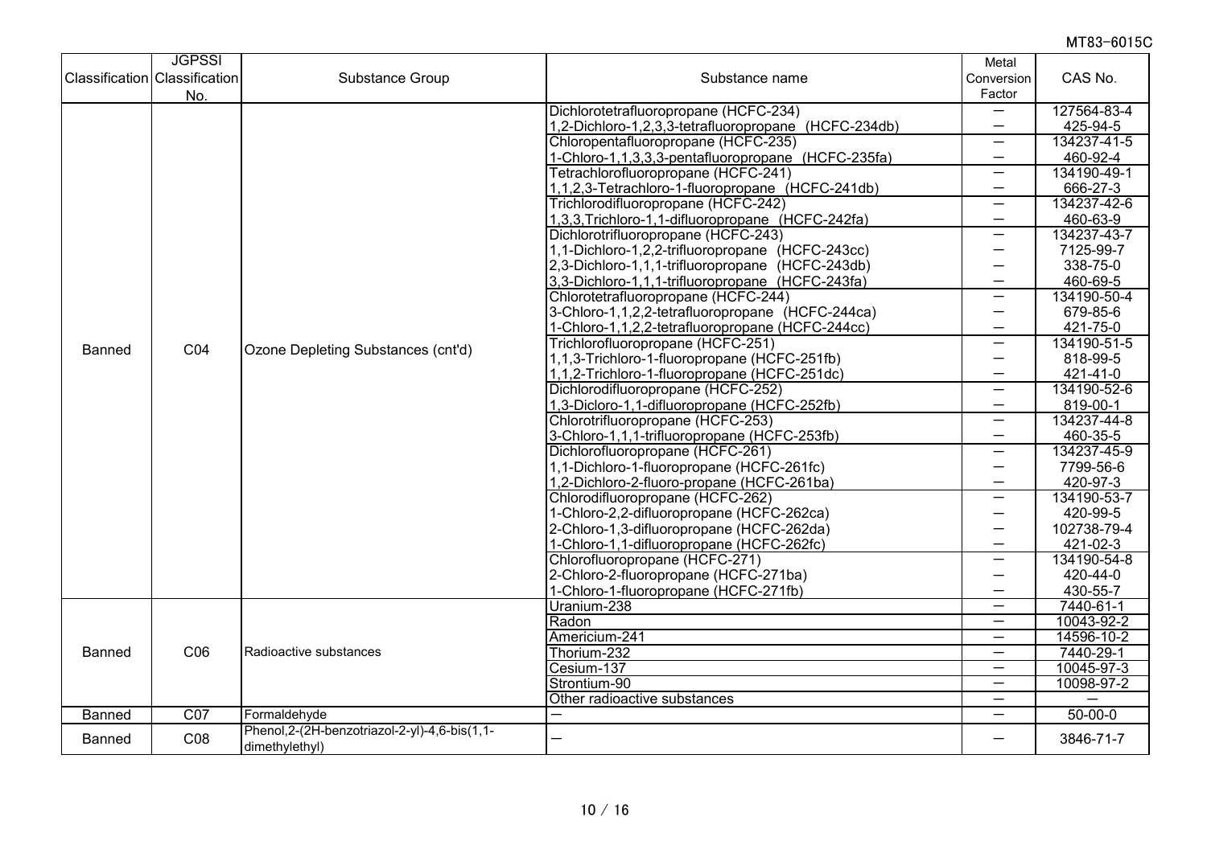MT83-6015C

| Classification | JGPSSI Classification No. | Substance Group | Substance name | Metal Conversion Factor | CAS No. |
|---|---|---|---|---|---|
| Banned | C04 | Ozone Depleting Substances (cnt'd) | Dichlorotetrafluoropropane (HCFC-234) | — | 127564-83-4 |
| | | | 1,2-Dichloro-1,2,3,3-tetrafluoropropane (HCFC-234db) | — | 425-94-5 |
| | | | Chloropentafluoropropane (HCFC-235) | — | 134237-41-5 |
| | | | 1-Chloro-1,1,3,3,3-pentafluoropropane (HCFC-235fa) | — | 460-92-4 |
| | | | Tetrachlorofluoropropane (HCFC-241) | — | 134190-49-1 |
| | | | 1,1,2,3-Tetrachloro-1-fluoropropane (HCFC-241db) | — | 666-27-3 |
| | | | Trichlorodifluoropropane (HCFC-242) | — | 134237-42-6 |
| | | | 1,3,3,Trichloro-1,1-difluoropropane (HCFC-242fa) | — | 460-63-9 |
| | | | Dichlorotrifluoropropane (HCFC-243) | — | 134237-43-7 |
| | | | 1,1-Dichloro-1,2,2-trifluoropropane (HCFC-243cc) | — | 7125-99-7 |
| | | | 2,3-Dichloro-1,1,1-trifluoropropane (HCFC-243db) | — | 338-75-0 |
| | | | 3,3-Dichloro-1,1,1-trifluoropropane (HCFC-243fa) | — | 460-69-5 |
| | | | Chlorotetrafluoropropane (HCFC-244) | — | 134190-50-4 |
| | | | 3-Chloro-1,1,2,2-tetrafluoropropane (HCFC-244ca) | — | 679-85-6 |
| | | | 1-Chloro-1,1,2,2-tetrafluoropropane (HCFC-244cc) | — | 421-75-0 |
| | | | Trichlorofluoropropane (HCFC-251) | — | 134190-51-5 |
| | | | 1,1,3-Trichloro-1-fluoropropane (HCFC-251fb) | — | 818-99-5 |
| | | | 1,1,2-Trichloro-1-fluoropropane (HCFC-251dc) | — | 421-41-0 |
| | | | Dichlorodifluoropropane (HCFC-252) | — | 134190-52-6 |
| | | | 1,3-Dicloro-1,1-difluoropropane (HCFC-252fb) | — | 819-00-1 |
| | | | Chlorotrifluoropropane (HCFC-253) | — | 134237-44-8 |
| | | | 3-Chloro-1,1,1-trifluoropropane (HCFC-253fb) | — | 460-35-5 |
| | | | Dichlorofluoropropane (HCFC-261) | — | 134237-45-9 |
| | | | 1,1-Dichloro-1-fluoropropane (HCFC-261fc) | — | 7799-56-6 |
| | | | 1,2-Dichloro-2-fluoro-propane (HCFC-261ba) | — | 420-97-3 |
| | | | Chlorodifluoropropane (HCFC-262) | — | 134190-53-7 |
| | | | 1-Chloro-2,2-difluoropropane (HCFC-262ca) | — | 420-99-5 |
| | | | 2-Chloro-1,3-difluoropropane (HCFC-262da) | — | 102738-79-4 |
| | | | 1-Chloro-1,1-difluoropropane (HCFC-262fc) | — | 421-02-3 |
| | | | Chlorofluoropropane (HCFC-271) | — | 134190-54-8 |
| | | | 2-Chloro-2-fluoropropane (HCFC-271ba) | — | 420-44-0 |
| | | | 1-Chloro-1-fluoropropane (HCFC-271fb) | — | 430-55-7 |
| Banned | C06 | Radioactive substances | Uranium-238 | — | 7440-61-1 |
| | | | Radon | — | 10043-92-2 |
| | | | Americium-241 | — | 14596-10-2 |
| | | | Thorium-232 | — | 7440-29-1 |
| | | | Cesium-137 | — | 10045-97-3 |
| | | | Strontium-90 | — | 10098-97-2 |
| | | | Other radioactive substances | — | — |
| Banned | C07 | Formaldehyde | — | — | 50-00-0 |
| Banned | C08 | Phenol,2-(2H-benzotriazol-2-yl)-4,6-bis(1,1-dimethylethyl) | — | — | 3846-71-7 |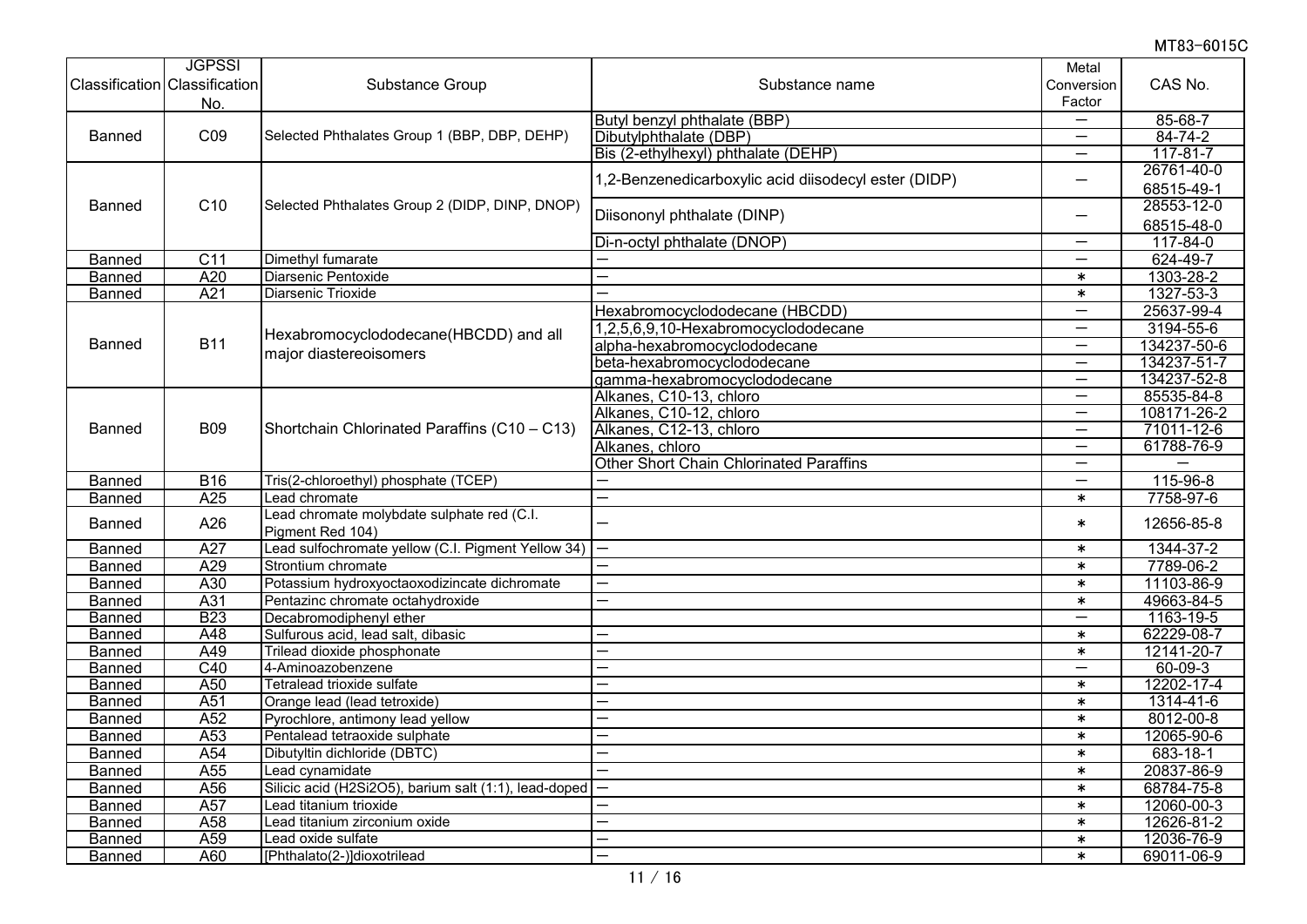| Classification | JGPSSI Classification No. | Substance Group | Substance name | Metal Conversion Factor | CAS No. |
|---|---|---|---|---|---|
| Banned | C09 | Selected Phthalates Group 1 (BBP, DBP, DEHP) | Butyl benzyl phthalate (BBP) | — | 85-68-7 |
| | | | Dibutylphthalate (DBP) | — | 84-74-2 |
| | | | Bis (2-ethylhexyl) phthalate (DEHP) | — | 117-81-7 |
| Banned | C10 | Selected Phthalates Group 2 (DIDP, DINP, DNOP) | 1,2-Benzenedicarboxylic acid diisodecyl ester (DIDP) | — | 26761-40-0<br>68515-49-1 |
| | | | Diisononyl phthalate (DINP) | — | 28553-12-0<br>68515-48-0 |
| | | | Di-n-octyl phthalate (DNOP) | — | 117-84-0 |
| Banned | C11 | Dimethyl fumarate | — | — | 624-49-7 |
| Banned | A20 | Diarsenic Pentoxide | — | * | 1303-28-2 |
| Banned | A21 | Diarsenic Trioxide | — | * | 1327-53-3 |
| Banned | B11 | Hexabromocyclododecane(HBCDD) and all major diastereoisomers | Hexabromocyclododecane (HBCDD) | — | 25637-99-4 |
| | | | 1,2,5,6,9,10-Hexabromocyclododecane | — | 3194-55-6 |
| | | | alpha-hexabromocyclododecane | — | 134237-50-6 |
| | | | beta-hexabromocyclododecane | — | 134237-51-7 |
| | | | gamma-hexabromocyclododecane | — | 134237-52-8 |
| Banned | B09 | Shortchain Chlorinated Paraffins (C10 – C13) | Alkanes, C10-13, chloro | — | 85535-84-8 |
| | | | Alkanes, C10-12, chloro | — | 108171-26-2 |
| | | | Alkanes, C12-13, chloro | — | 71011-12-6 |
| | | | Alkanes, chloro | — | 61788-76-9 |
| | | | Other Short Chain Chlorinated Paraffins | — | — |
| Banned | B16 | Tris(2-chloroethyl) phosphate (TCEP) | — | — | 115-96-8 |
| Banned | A25 | Lead chromate | — | * | 7758-97-6 |
| Banned | A26 | Lead chromate molybdate sulphate red (C.I. Pigment Red 104) | — | * | 12656-85-8 |
| Banned | A27 | Lead sulfochromate yellow (C.I. Pigment Yellow 34) | — | * | 1344-37-2 |
| Banned | A29 | Strontium chromate | — | * | 7789-06-2 |
| Banned | A30 | Potassium hydroxyoctaoxodizincate dichromate | — | * | 11103-86-9 |
| Banned | A31 | Pentazinc chromate octahydroxide | — | * | 49663-84-5 |
| Banned | B23 | Decabromodiphenyl ether | | — | 1163-19-5 |
| Banned | A48 | Sulfurous acid, lead salt, dibasic | — | * | 62229-08-7 |
| Banned | A49 | Trilead dioxide phosphonate | — | * | 12141-20-7 |
| Banned | C40 | 4-Aminoazobenzene | — | — | 60-09-3 |
| Banned | A50 | Tetralead trioxide sulfate | — | * | 12202-17-4 |
| Banned | A51 | Orange lead (lead tetroxide) | — | * | 1314-41-6 |
| Banned | A52 | Pyrochlore, antimony lead yellow | — | * | 8012-00-8 |
| Banned | A53 | Pentalead tetraoxide sulphate | — | * | 12065-90-6 |
| Banned | A54 | Dibutyltin dichloride (DBTC) | — | * | 683-18-1 |
| Banned | A55 | Lead cynamidate | — | * | 20837-86-9 |
| Banned | A56 | Silicic acid (H2Si2O5), barium salt (1:1), lead-doped | — | * | 68784-75-8 |
| Banned | A57 | Lead titanium trioxide | — | * | 12060-00-3 |
| Banned | A58 | Lead titanium zirconium oxide | — | * | 12626-81-2 |
| Banned | A59 | Lead oxide sulfate | — | * | 12036-76-9 |
| Banned | A60 | [Phthalato(2-)]dioxotrilead | — | * | 69011-06-9 |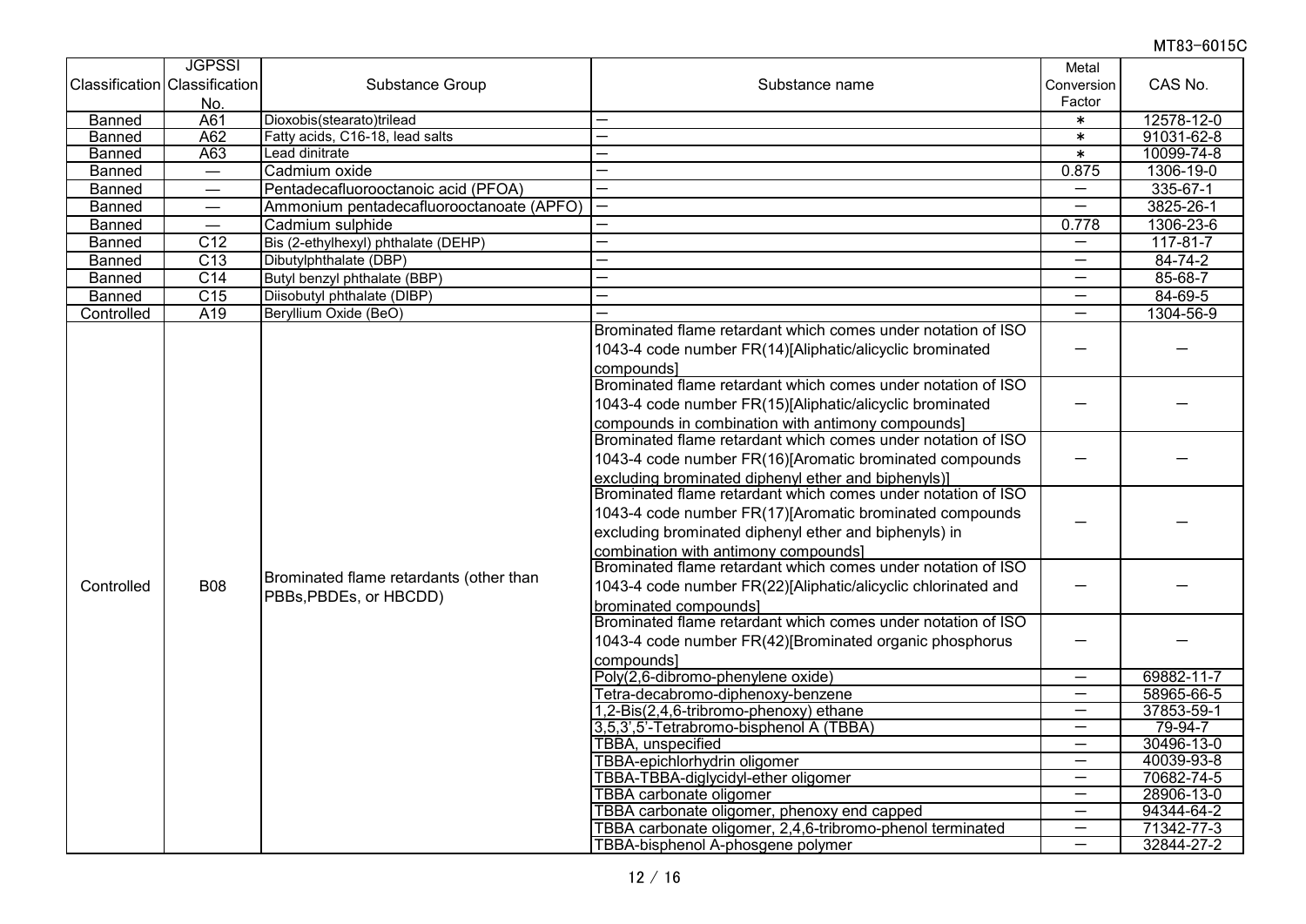| Classification | JGPSSI Classification No. | Substance Group | Substance name | Metal Conversion Factor | CAS No. |
|---|---|---|---|---|---|
| Banned | A61 | Dioxobis(stearato)trilead | — | * | 12578-12-0 |
| Banned | A62 | Fatty acids, C16-18, lead salts | — | * | 91031-62-8 |
| Banned | A63 | Lead dinitrate | — | * | 10099-74-8 |
| Banned | — | Cadmium oxide | — | 0.875 | 1306-19-0 |
| Banned | — | Pentadecafluorooctanoic acid (PFOA) | — | — | 335-67-1 |
| Banned | — | Ammonium pentadecafluorooctanoate (APFO) | — | — | 3825-26-1 |
| Banned | — | Cadmium sulphide | — | 0.778 | 1306-23-6 |
| Banned | C12 | Bis (2-ethylhexyl) phthalate (DEHP) | — | — | 117-81-7 |
| Banned | C13 | Dibutylphthalate (DBP) | — | — | 84-74-2 |
| Banned | C14 | Butyl benzyl phthalate (BBP) | — | — | 85-68-7 |
| Banned | C15 | Diisobutyl phthalate (DIBP) | — | — | 84-69-5 |
| Controlled | A19 | Beryllium Oxide (BeO) | — | — | 1304-56-9 |
| Controlled | B08 | Brominated flame retardants (other than PBBs,PBDEs, or HBCDD) | Brominated flame retardant which comes under notation of ISO 1043-4 code number FR(14)[Aliphatic/alicyclic brominated compounds] | — | — |
| | | | Brominated flame retardant which comes under notation of ISO 1043-4 code number FR(15)[Aliphatic/alicyclic brominated compounds in combination with antimony compounds] | — | — |
| | | | Brominated flame retardant which comes under notation of ISO 1043-4 code number FR(16)[Aromatic brominated compounds excluding brominated diphenyl ether and biphenyls)] | — | — |
| | | | Brominated flame retardant which comes under notation of ISO 1043-4 code number FR(17)[Aromatic brominated compounds excluding brominated diphenyl ether and biphenyls) in combination with antimony compounds] | — | — |
| | | | Brominated flame retardant which comes under notation of ISO 1043-4 code number FR(22)[Aliphatic/alicyclic chlorinated and brominated compounds] | — | — |
| | | | Brominated flame retardant which comes under notation of ISO 1043-4 code number FR(42)[Brominated organic phosphorus compounds] | — | — |
| | | | Poly(2,6-dibromo-phenylene oxide) | — | 69882-11-7 |
| | | | Tetra-decabromo-diphenoxy-benzene | — | 58965-66-5 |
| | | | 1,2-Bis(2,4,6-tribromo-phenoxy) ethane | — | 37853-59-1 |
| | | | 3,5,3',5'-Tetrabromo-bisphenol A (TBBA) | — | 79-94-7 |
| | | | TBBA, unspecified | — | 30496-13-0 |
| | | | TBBA-epichlorhydrin oligomer | — | 40039-93-8 |
| | | | TBBA-TBBA-diglycidyl-ether oligomer | — | 70682-74-5 |
| | | | TBBA carbonate oligomer | — | 28906-13-0 |
| | | | TBBA carbonate oligomer, phenoxy end capped | — | 94344-64-2 |
| | | | TBBA carbonate oligomer, 2,4,6-tribromo-phenol terminated | — | 71342-77-3 |
| | | | TBBA-bisphenol A-phosgene polymer | — | 32844-27-2 |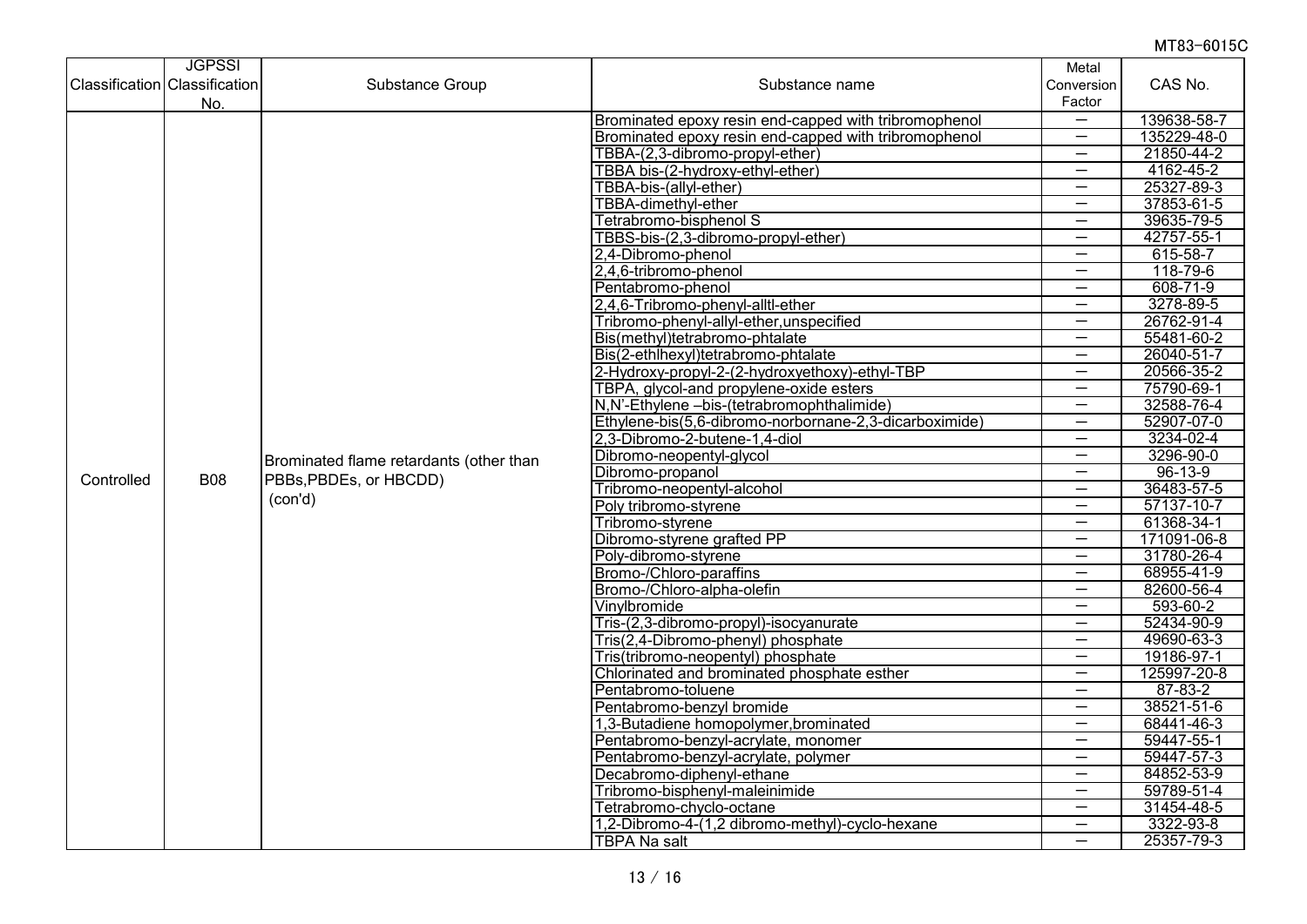| Classification | JGPSSI Classification No. | Substance Group | Substance name | Metal Conversion Factor | CAS No. |
|---|---|---|---|---|---|
| Controlled | B08 | Brominated flame retardants (other than PBBs,PBDEs, or HBCDD) (con'd) | Brominated epoxy resin end-capped with tribromophenol | － | 139638-58-7 |
| | | | Brominated epoxy resin end-capped with tribromophenol | － | 135229-48-0 |
| | | | TBBA-(2,3-dibromo-propyl-ether) | － | 21850-44-2 |
| | | | TBBA bis-(2-hydroxy-ethyl-ether) | － | 4162-45-2 |
| | | | TBBA-bis-(allyl-ether) | － | 25327-89-3 |
| | | | TBBA-dimethyl-ether | － | 37853-61-5 |
| | | | Tetrabromo-bisphenol S | － | 39635-79-5 |
| | | | TBBS-bis-(2,3-dibromo-propyl-ether) | － | 42757-55-1 |
| | | | 2,4-Dibromo-phenol | － | 615-58-7 |
| | | | 2,4,6-tribromo-phenol | － | 118-79-6 |
| | | | Pentabromo-phenol | － | 608-71-9 |
| | | | 2,4,6-Tribromo-phenyl-alltl-ether | － | 3278-89-5 |
| | | | Tribromo-phenyl-allyl-ether,unspecified | － | 26762-91-4 |
| | | | Bis(methyl)tetrabromo-phtalate | － | 55481-60-2 |
| | | | Bis(2-ethlhexyl)tetrabromo-phtalate | － | 26040-51-7 |
| | | | 2-Hydroxy-propyl-2-(2-hydroxyethoxy)-ethyl-TBP | － | 20566-35-2 |
| | | | TBPA, glycol-and propylene-oxide esters | － | 75790-69-1 |
| | | | N,N'-Ethylene –bis-(tetrabromophthalimide) | － | 32588-76-4 |
| | | | Ethylene-bis(5,6-dibromo-norbornane-2,3-dicarboximide) | － | 52907-07-0 |
| | | | 2,3-Dibromo-2-butene-1,4-diol | － | 3234-02-4 |
| | | | Dibromo-neopentyl-glycol | － | 3296-90-0 |
| | | | Dibromo-propanol | － | 96-13-9 |
| | | | Tribromo-neopentyl-alcohol | － | 36483-57-5 |
| | | | Poly tribromo-styrene | － | 57137-10-7 |
| | | | Tribromo-styrene | － | 61368-34-1 |
| | | | Dibromo-styrene grafted PP | － | 171091-06-8 |
| | | | Poly-dibromo-styrene | － | 31780-26-4 |
| | | | Bromo-/Chloro-paraffins | － | 68955-41-9 |
| | | | Bromo-/Chloro-alpha-olefin | － | 82600-56-4 |
| | | | Vinylbromide | － | 593-60-2 |
| | | | Tris-(2,3-dibromo-propyl)-isocyanurate | － | 52434-90-9 |
| | | | Tris(2,4-Dibromo-phenyl) phosphate | － | 49690-63-3 |
| | | | Tris(tribromo-neopentyl) phosphate | － | 19186-97-1 |
| | | | Chlorinated and brominated phosphate esther | － | 125997-20-8 |
| | | | Pentabromo-toluene | － | 87-83-2 |
| | | | Pentabromo-benzyl bromide | － | 38521-51-6 |
| | | | 1,3-Butadiene homopolymer,brominated | － | 68441-46-3 |
| | | | Pentabromo-benzyl-acrylate, monomer | － | 59447-55-1 |
| | | | Pentabromo-benzyl-acrylate, polymer | － | 59447-57-3 |
| | | | Decabromo-diphenyl-ethane | － | 84852-53-9 |
| | | | Tribromo-bisphenyl-maleinimide | － | 59789-51-4 |
| | | | Tetrabromo-chyclo-octane | － | 31454-48-5 |
| | | | 1,2-Dibromo-4-(1,2 dibromo-methyl)-cyclo-hexane | － | 3322-93-8 |
| | | | TBPA Na salt | － | 25357-79-3 |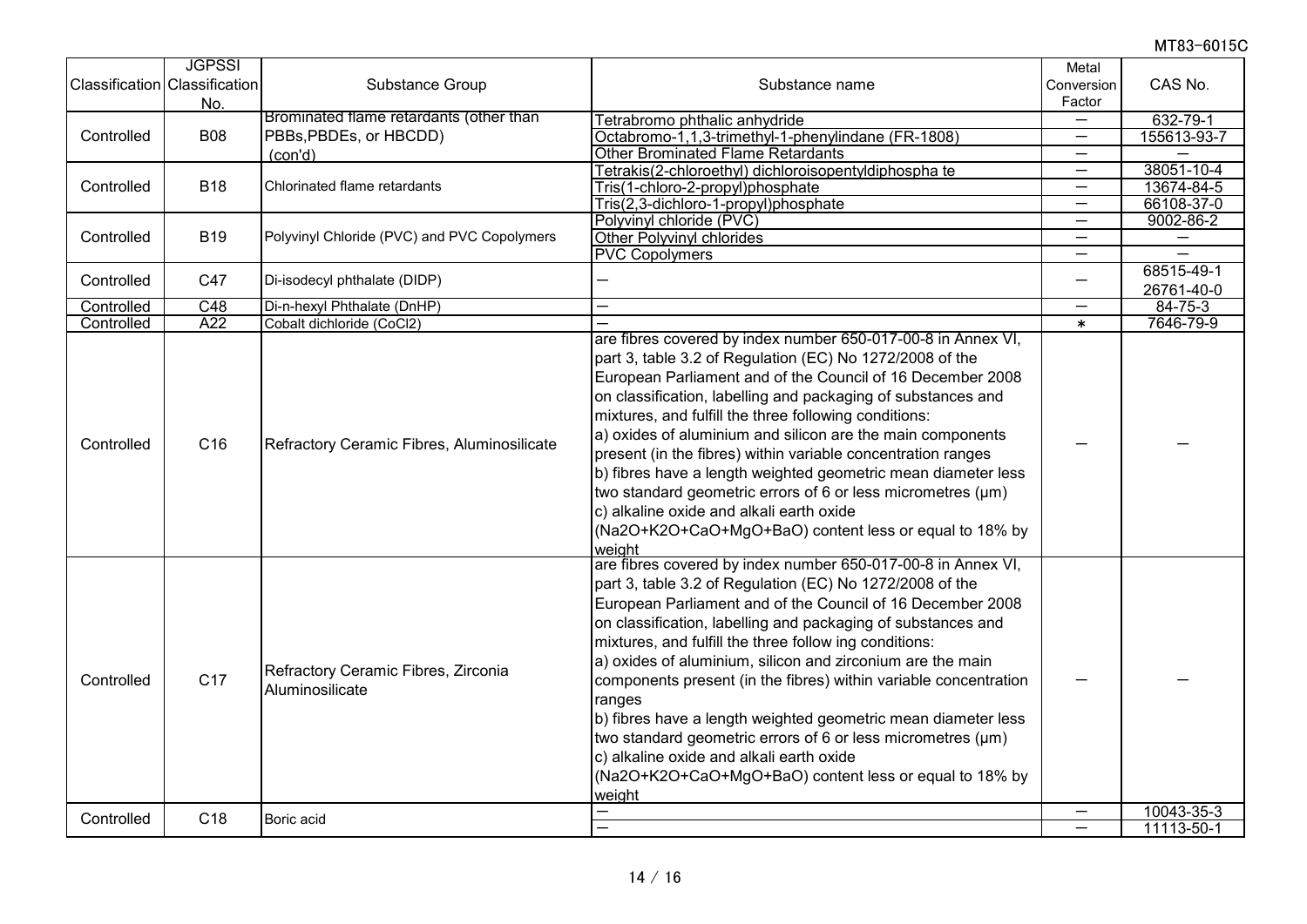| Classification | JGPSSI Classification No. | Substance Group | Substance name | Metal Conversion Factor | CAS No. |
|---|---|---|---|---|---|
| Controlled | B08 | Brominated flame retardants (other than PBBs,PBDEs, or HBCDD) (con'd) | Tetrabromo phthalic anhydride | — | 632-79-1 |
| | | | Octabromo-1,1,3-trimethyl-1-phenylindane (FR-1808) | — | 155613-93-7 |
| | | | Other Brominated Flame Retardants | — | — |
| Controlled | B18 | Chlorinated flame retardants | Tetrakis(2-chloroethyl) dichloroisopentyldiphospha te | — | 38051-10-4 |
| | | | Tris(1-chloro-2-propyl)phosphate | — | 13674-84-5 |
| | | | Tris(2,3-dichloro-1-propyl)phosphate | — | 66108-37-0 |
| Controlled | B19 | Polyvinyl Chloride (PVC) and PVC Copolymers | Polyvinyl chloride (PVC) | — | 9002-86-2 |
| | | | Other Polyvinyl chlorides | — | — |
| | | | PVC Copolymers | — | — |
| Controlled | C47 | Di-isodecyl phthalate (DIDP) | — | — | 68515-49-1<br>26761-40-0 |
| Controlled | C48 | Di-n-hexyl Phthalate (DnHP) | — | — | 84-75-3 |
| Controlled | A22 | Cobalt dichloride ($CoCl_2$) | — | * | 7646-79-9 |
| Controlled | C16 | Refractory Ceramic Fibres, Aluminosilicate | are fibres covered by index number 650-017-00-8 in Annex VI, part 3, table 3.2 of Regulation (EC) No 1272/2008 of the European Parliament and of the Council of 16 December 2008 on classification, labelling and packaging of substances and mixtures, and fulfill the three following conditions:<br>a) oxides of aluminium and silicon are the main components present (in the fibres) within variable concentration ranges<br>b) fibres have a length weighted geometric mean diameter less two standard geometric errors of 6 or less micrometres (μm)<br>c) alkaline oxide and alkali earth oxide ($Na_2O$+$K_2O$+CaO+MgO+BaO) content less or equal to 18% by weight | — | — |
| Controlled | C17 | Refractory Ceramic Fibres, Zirconia Aluminosilicate | are fibres covered by index number 650-017-00-8 in Annex VI, part 3, table 3.2 of Regulation (EC) No 1272/2008 of the European Parliament and of the Council of 16 December 2008 on classification, labelling and packaging of substances and mixtures, and fulfill the three follow ing conditions:<br>a) oxides of aluminium, silicon and zirconium are the main components present (in the fibres) within variable concentration ranges<br>b) fibres have a length weighted geometric mean diameter less two standard geometric errors of 6 or less micrometres (μm)<br>c) alkaline oxide and alkali earth oxide ($Na_2O$+$K_2O$+CaO+MgO+BaO) content less or equal to 18% by weight | — | — |
| Controlled | C18 | Boric acid | — | — | 10043-35-3 |
| | | | — | — | 11113-50-1 |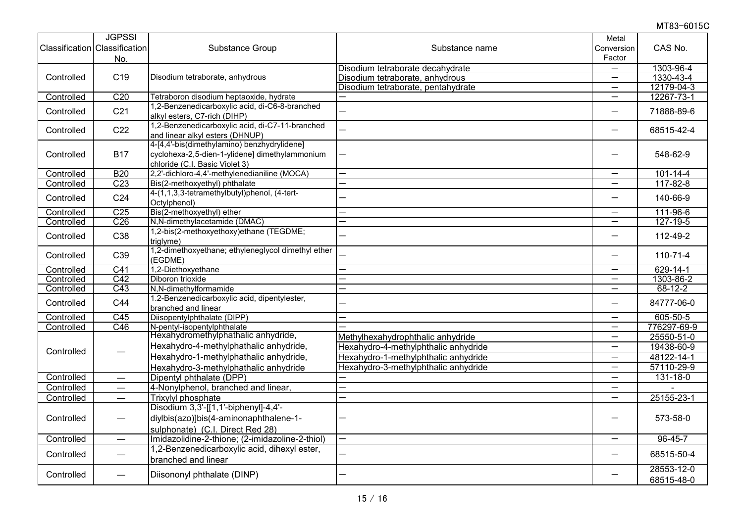| Classification | JGPSSI Classification No. | Substance Group | Substance name | Metal Conversion Factor | CAS No. |
|---|---|---|---|---|---|
| Controlled | C19 | Disodium tetraborate, anhydrous | Disodium tetraborate decahydrate | — | 1303-96-4 |
| | | | Disodium tetraborate, anhydrous | — | 1330-43-4 |
| | | | Disodium tetraborate, pentahydrate | — | 12179-04-3 |
| Controlled | C20 | Tetraboron disodium heptaoxide, hydrate | — | — | 12267-73-1 |
| Controlled | C21 | 1,2-Benzenedicarboxylic acid, di-C6-8-branched alkyl esters, C7-rich (DIHP) | — | — | 71888-89-6 |
| Controlled | C22 | 1,2-Benzenedicarboxylic acid, di-C7-11-branched and linear alkyl esters (DHNUP) | — | — | 68515-42-4 |
| Controlled | B17 | 4-[4,4'-bis(dimethylamino) benzhydrylidene] cyclohexa-2,5-dien-1-ylidene] dimethylammonium chloride (C.I. Basic Violet 3) | — | — | 548-62-9 |
| Controlled | B20 | 2,2'-dichloro-4,4'-methylenedianiline (MOCA) | — | — | 101-14-4 |
| Controlled | C23 | Bis(2-methoxyethyl) phthalate | — | — | 117-82-8 |
| Controlled | C24 | 4-(1,1,3,3-tetramethylbutyl)phenol, (4-tert-Octylphenol) | — | — | 140-66-9 |
| Controlled | C25 | Bis(2-methoxyethyl) ether | — | — | 111-96-6 |
| Controlled | C26 | N,N-dimethylacetamide (DMAC) | — | — | 127-19-5 |
| Controlled | C38 | 1,2-bis(2-methoxyethoxy)ethane (TEGDME; triglyme) | — | — | 112-49-2 |
| Controlled | C39 | 1,2-dimethoxyethane; ethyleneglycol dimethyl ether (EGDME) | — | — | 110-71-4 |
| Controlled | C41 | 1,2-Diethoxyethane | — | — | 629-14-1 |
| Controlled | C42 | Diboron trioxide | — | — | 1303-86-2 |
| Controlled | C43 | N,N-dimethylformamide | — | — | 68-12-2 |
| Controlled | C44 | 1.2-Benzenedicarboxylic acid, dipentylester, branched and linear | — | — | 84777-06-0 |
| Controlled | C45 | Diisopentylphthalate (DIPP) | — | — | 605-50-5 |
| Controlled | C46 | N-pentyl-isopentylphthalate | — | — | 776297-69-9 |
| Controlled | — | Hexahydromethylphathalic anhydride, Hexahydro-4-methylphathalic anhydride, Hexahydro-1-methylphathalic anhydride, Hexahydro-3-methylphathalic anhydride | Methylhexahydrophthalic anhydride | — | 25550-51-0 |
| | | | Hexahydro-4-methylphthalic anhydride | — | 19438-60-9 |
| | | | Hexahydro-1-methylphthalic anhydride | — | 48122-14-1 |
| | | | Hexahydro-3-methylphthalic anhydride | — | 57110-29-9 |
| Controlled | — | Dipentyl phthalate (DPP) | — | — | 131-18-0 |
| Controlled | — | 4-Nonylphenol, branched and linear, | — | — | - |
| Controlled | — | Trixylyl phosphate | — | — | 25155-23-1 |
| Controlled | — | Disodium 3,3'-[[1,1'-biphenyl]-4,4'-diylbis(azo)]bis(4-aminonaphthalene-1-sulphonate) (C.I. Direct Red 28) | — | — | 573-58-0 |
| Controlled | — | Imidazolidine-2-thione; (2-imidazoline-2-thiol) | — | — | 96-45-7 |
| Controlled | — | 1,2-Benzenedicarboxylic acid, dihexyl ester, branched and linear | — | — | 68515-50-4 |
| Controlled | — | Diisononyl phthalate (DINP) | — | — | 28553-12-0<br>68515-48-0 |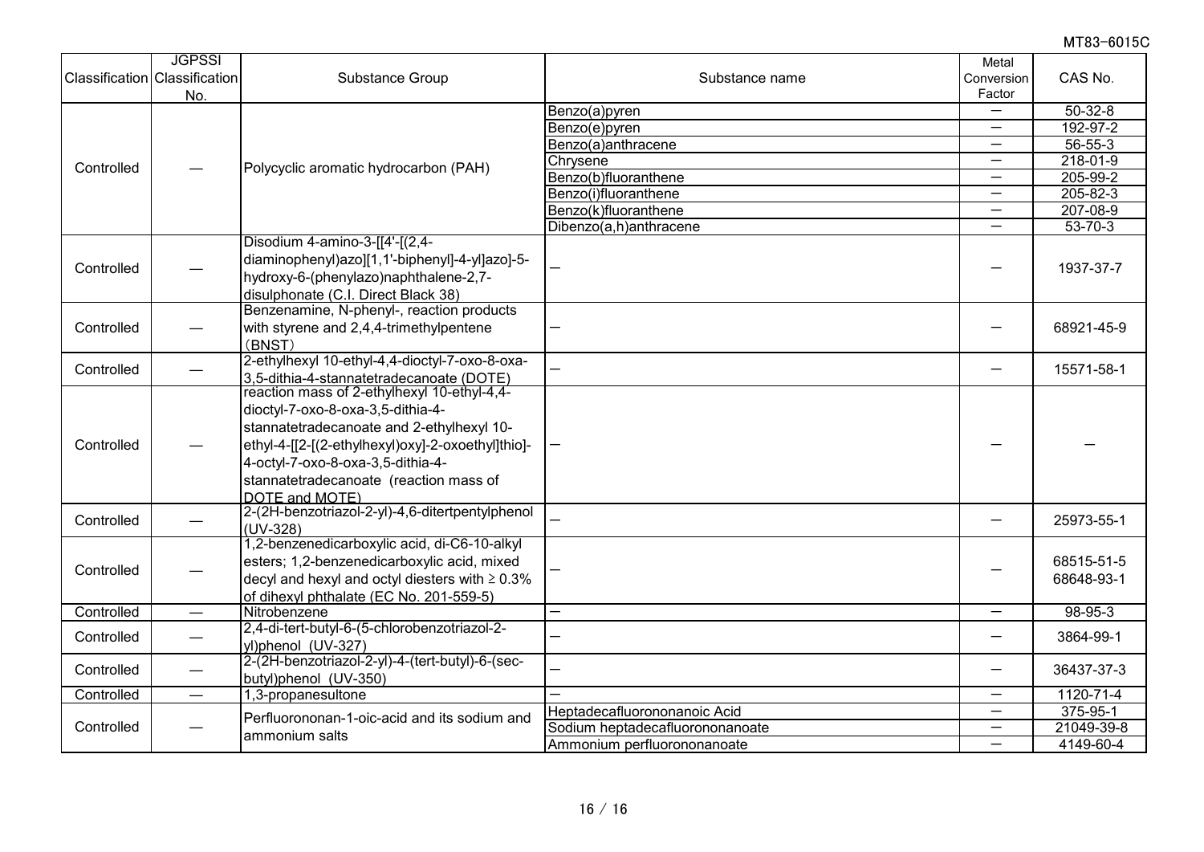| Classification | JGPSSI Classification No. | Substance Group | Substance name | Metal Conversion Factor | CAS No. |
|---|---|---|---|---|---|
| Controlled | — | Polycyclic aromatic hydrocarbon (PAH) | Benzo(a)pyren | — | 50-32-8 |
| | | | Benzo(e)pyren | — | 192-97-2 |
| | | | Benzo(a)anthracene | — | 56-55-3 |
| | | | Chrysene | — | 218-01-9 |
| | | | Benzo(b)fluoranthene | — | 205-99-2 |
| | | | Benzo(i)fluoranthene | — | 205-82-3 |
| | | | Benzo(k)fluoranthene | — | 207-08-9 |
| | | | Dibenzo(a,h)anthracene | — | 53-70-3 |
| Controlled | — | Disodium 4-amino-3-[[4'-[(2,4-diaminophenyl)azo][1,1'-biphenyl]-4-yl]azo]-5-hydroxy-6-(phenylazo)naphthalene-2,7-disulphonate (C.I. Direct Black 38) | — | — | 1937-37-7 |
| Controlled | — | Benzenamine, N-phenyl-, reaction products with styrene and 2,4,4-trimethylpentene（BNST） | — | — | 68921-45-9 |
| Controlled | — | 2-ethylhexyl 10-ethyl-4,4-dioctyl-7-oxo-8-oxa-3,5-dithia-4-stannatetradecanoate (DOTE) | — | — | 15571-58-1 |
| Controlled | — | reaction mass of 2-ethylhexyl 10-ethyl-4,4-dioctyl-7-oxo-8-oxa-3,5-dithia-4-stannatetradecanoate and 2-ethylhexyl 10-ethyl-4-[[2-[(2-ethylhexyl)oxy]-2-oxoethyl]thio]-4-octyl-7-oxo-8-oxa-3,5-dithia-4-stannatetradecanoate (reaction mass of DOTE and MOTE) | — | — | — |
| Controlled | — | 2-(2H-benzotriazol-2-yl)-4,6-ditertpentylphenol (UV-328) | — | — | 25973-55-1 |
| Controlled | — | 1,2-benzenedicarboxylic acid, di-C6-10-alkyl esters; 1,2-benzenedicarboxylic acid, mixed decyl and hexyl and octyl diesters with ≥ 0.3% of dihexyl phthalate (EC No. 201-559-5) | — | — | 68515-51-5<br>68648-93-1 |
| Controlled | — | Nitrobenzene | — | — | 98-95-3 |
| Controlled | — | 2,4-di-tert-butyl-6-(5-chlorobenzotriazol-2-yl)phenol (UV-327) | — | — | 3864-99-1 |
| Controlled | — | 2-(2H-benzotriazol-2-yl)-4-(tert-butyl)-6-(sec-butyl)phenol (UV-350) | — | — | 36437-37-3 |
| Controlled | — | 1,3-propanesultone | — | — | 1120-71-4 |
| Controlled | — | Perfluorononan-1-oic-acid and its sodium and ammonium salts | Heptadecafluorononanoic Acid | — | 375-95-1 |
| | | | Sodium heptadecafluorononanoate | — | 21049-39-8 |
| | | | Ammonium perfluorononanoate | — | 4149-60-4 |